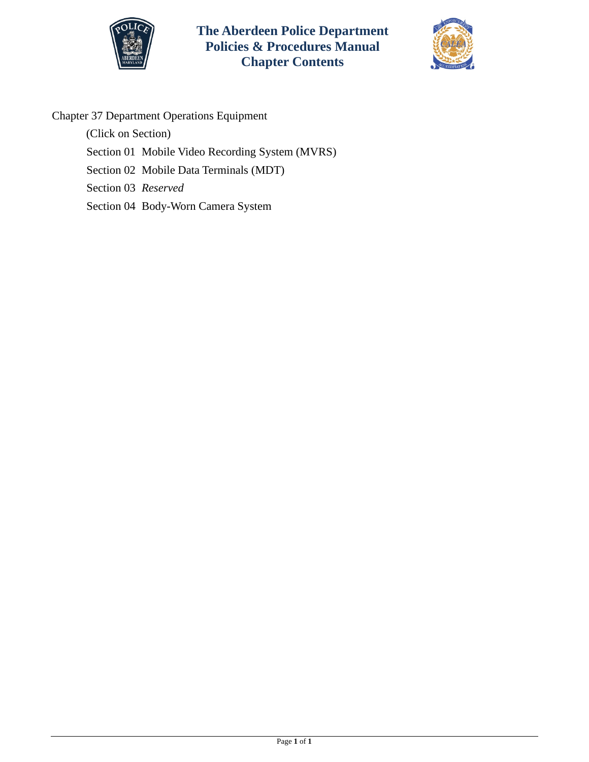# The Aberdeen Police Department Policies & Procedures Manual Chapter Contents

Chapter 37 Department Operations Equipment

(Click on Section)

Section 01 Mobile Video Recording System (MVRS)

Section 02 Mobile Data Terminals (MDT)

Section 03 *Reserved*

Section 04 Body-Worn Camera System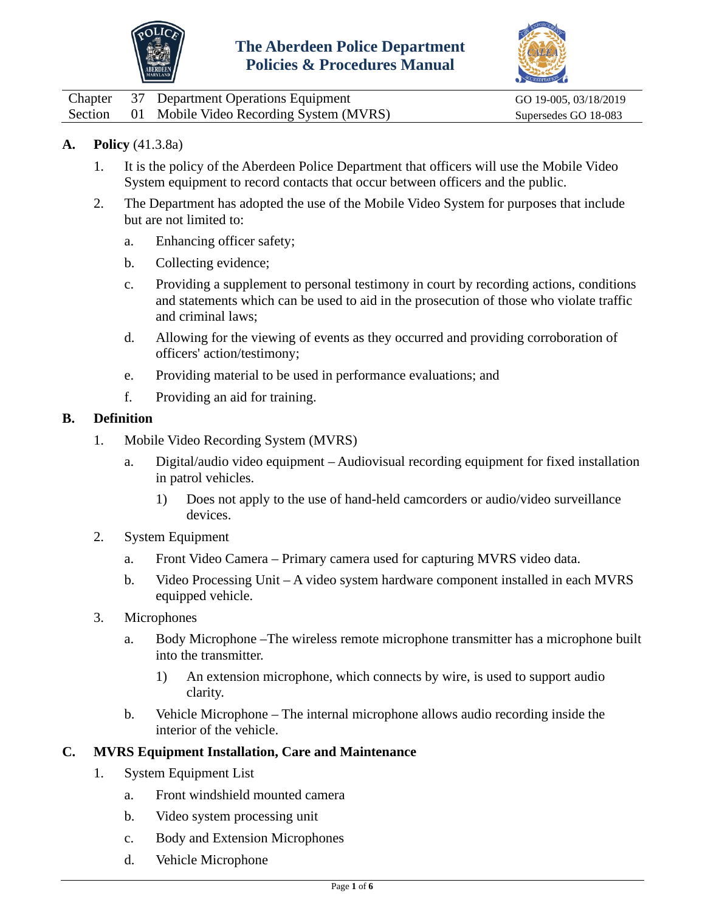# The Aberdeen Police Department Policies & Procedures Manual

| Chapter | 37 | Department Operations Equipment | GO 19-005, 03/18/2019 |
|---|---|---|---|
| Section | 01 | Mobile Video Recording System (MVRS) | Supersedes GO 18-083 |

**A. Policy** (41.3.8a)

1. It is the policy of the Aberdeen Police Department that officers will use the Mobile Video System equipment to record contacts that occur between officers and the public.
2. The Department has adopted the use of the Mobile Video System for purposes that include but are not limited to:
   a. Enhancing officer safety;
   b. Collecting evidence;
   c. Providing a supplement to personal testimony in court by recording actions, conditions and statements which can be used to aid in the prosecution of those who violate traffic and criminal laws;
   d. Allowing for the viewing of events as they occurred and providing corroboration of officers' action/testimony;
   e. Providing material to be used in performance evaluations; and
   f. Providing an aid for training.

**B. Definition**

1. Mobile Video Recording System (MVRS)
   a. Digital/audio video equipment – Audiovisual recording equipment for fixed installation in patrol vehicles.
      1) Does not apply to the use of hand-held camcorders or audio/video surveillance devices.
2. System Equipment
   a. Front Video Camera – Primary camera used for capturing MVRS video data.
   b. Video Processing Unit – A video system hardware component installed in each MVRS equipped vehicle.
3. Microphones
   a. Body Microphone –The wireless remote microphone transmitter has a microphone built into the transmitter.
      1) An extension microphone, which connects by wire, is used to support audio clarity.
   b. Vehicle Microphone – The internal microphone allows audio recording inside the interior of the vehicle.

**C. MVRS Equipment Installation, Care and Maintenance**

1. System Equipment List
   a. Front windshield mounted camera
   b. Video system processing unit
   c. Body and Extension Microphones
   d. Vehicle Microphone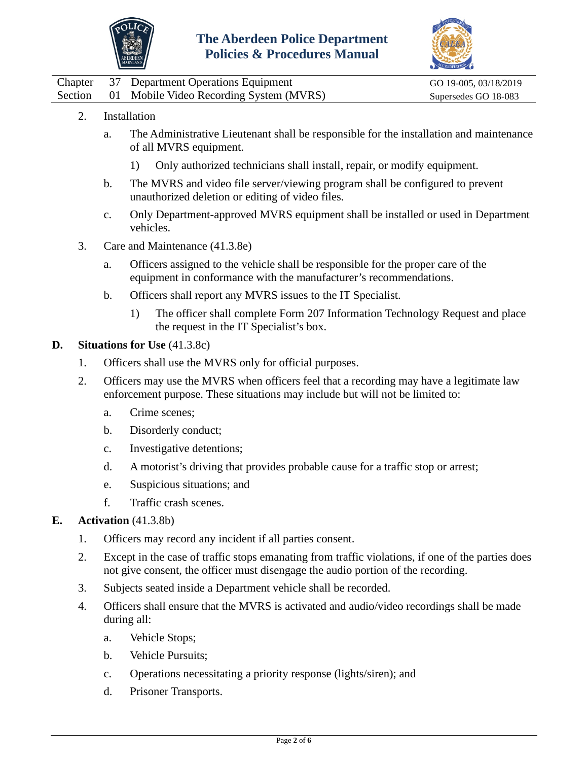2. Installation

   a. The Administrative Lieutenant shall be responsible for the installation and maintenance of all MVRS equipment.

      1) Only authorized technicians shall install, repair, or modify equipment.

   b. The MVRS and video file server/viewing program shall be configured to prevent unauthorized deletion or editing of video files.

   c. Only Department-approved MVRS equipment shall be installed or used in Department vehicles.

3. Care and Maintenance (41.3.8e)

   a. Officers assigned to the vehicle shall be responsible for the proper care of the equipment in conformance with the manufacturer's recommendations.

   b. Officers shall report any MVRS issues to the IT Specialist.

      1) The officer shall complete Form 207 Information Technology Request and place the request in the IT Specialist's box.

**D. Situations for Use** (41.3.8c)

1. Officers shall use the MVRS only for official purposes.

2. Officers may use the MVRS when officers feel that a recording may have a legitimate law enforcement purpose. These situations may include but will not be limited to:

   a. Crime scenes;

   b. Disorderly conduct;

   c. Investigative detentions;

   d. A motorist's driving that provides probable cause for a traffic stop or arrest;

   e. Suspicious situations; and

   f. Traffic crash scenes.

**E. Activation** (41.3.8b)

1. Officers may record any incident if all parties consent.

2. Except in the case of traffic stops emanating from traffic violations, if one of the parties does not give consent, the officer must disengage the audio portion of the recording.

3. Subjects seated inside a Department vehicle shall be recorded.

4. Officers shall ensure that the MVRS is activated and audio/video recordings shall be made during all:

   a. Vehicle Stops;

   b. Vehicle Pursuits;

   c. Operations necessitating a priority response (lights/siren); and

   d. Prisoner Transports.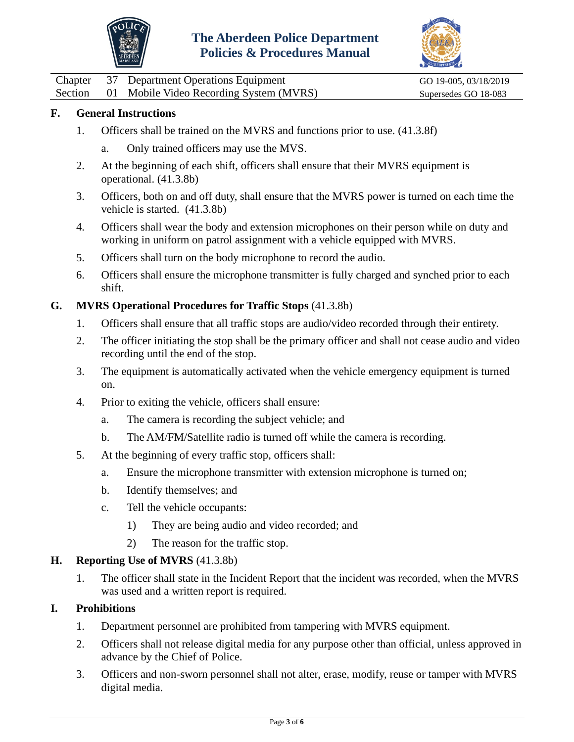## F. General Instructions

1. Officers shall be trained on the MVRS and functions prior to use. (41.3.8f)
   a. Only trained officers may use the MVS.
2. At the beginning of each shift, officers shall ensure that their MVRS equipment is operational. (41.3.8b)
3. Officers, both on and off duty, shall ensure that the MVRS power is turned on each time the vehicle is started. (41.3.8b)
4. Officers shall wear the body and extension microphones on their person while on duty and working in uniform on patrol assignment with a vehicle equipped with MVRS.
5. Officers shall turn on the body microphone to record the audio.
6. Officers shall ensure the microphone transmitter is fully charged and synched prior to each shift.

## G. MVRS Operational Procedures for Traffic Stops (41.3.8b)

1. Officers shall ensure that all traffic stops are audio/video recorded through their entirety.
2. The officer initiating the stop shall be the primary officer and shall not cease audio and video recording until the end of the stop.
3. The equipment is automatically activated when the vehicle emergency equipment is turned on.
4. Prior to exiting the vehicle, officers shall ensure:
   a. The camera is recording the subject vehicle; and
   b. The AM/FM/Satellite radio is turned off while the camera is recording.
5. At the beginning of every traffic stop, officers shall:
   a. Ensure the microphone transmitter with extension microphone is turned on;
   b. Identify themselves; and
   c. Tell the vehicle occupants:
      1) They are being audio and video recorded; and
      2) The reason for the traffic stop.

## H. Reporting Use of MVRS (41.3.8b)

1. The officer shall state in the Incident Report that the incident was recorded, when the MVRS was used and a written report is required.

## I. Prohibitions

1. Department personnel are prohibited from tampering with MVRS equipment.
2. Officers shall not release digital media for any purpose other than official, unless approved in advance by the Chief of Police.
3. Officers and non-sworn personnel shall not alter, erase, modify, reuse or tamper with MVRS digital media.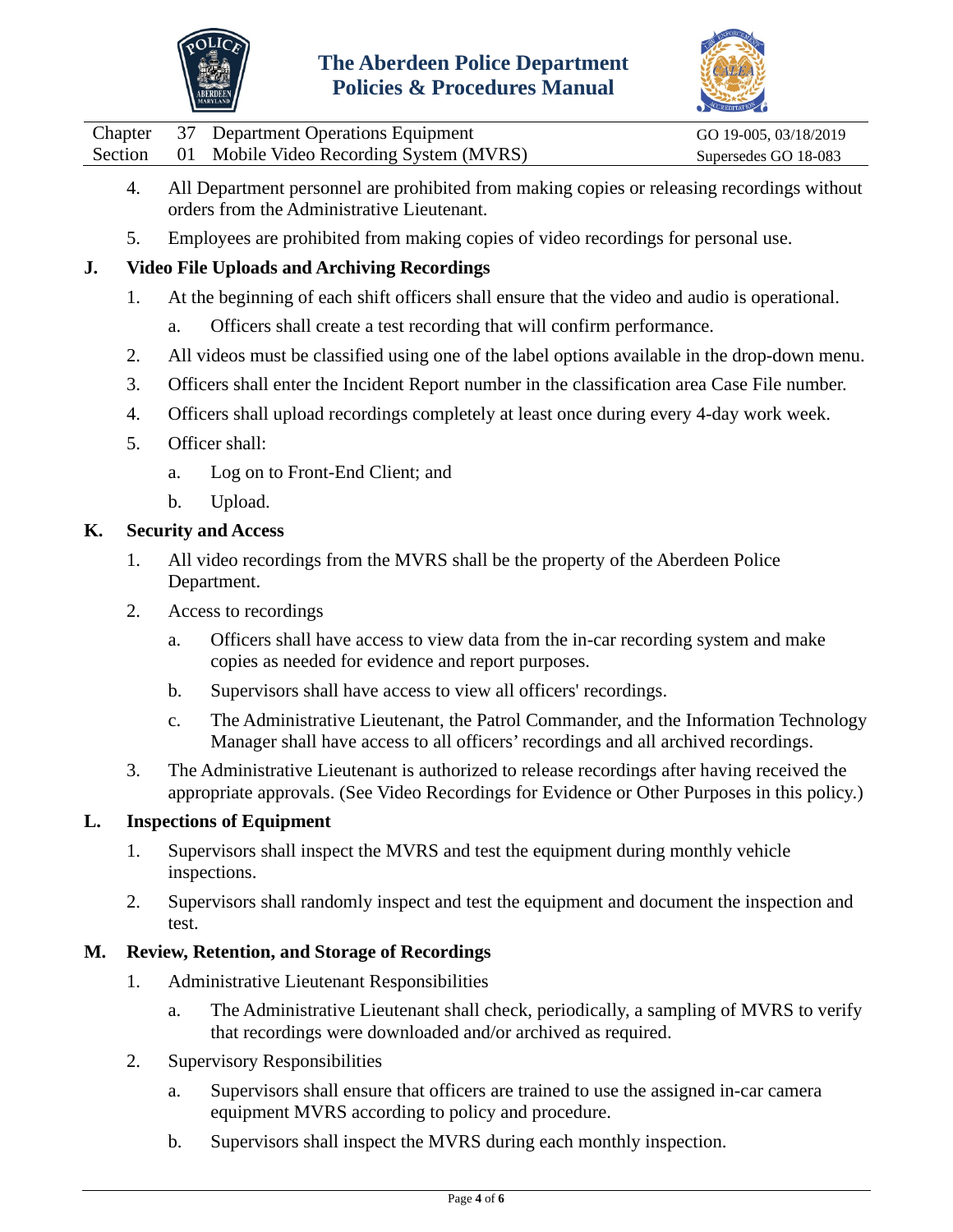4. All Department personnel are prohibited from making copies or releasing recordings without orders from the Administrative Lieutenant.
5. Employees are prohibited from making copies of video recordings for personal use.

**J. Video File Uploads and Archiving Recordings**

1. At the beginning of each shift officers shall ensure that the video and audio is operational.
   a. Officers shall create a test recording that will confirm performance.
2. All videos must be classified using one of the label options available in the drop-down menu.
3. Officers shall enter the Incident Report number in the classification area Case File number.
4. Officers shall upload recordings completely at least once during every 4-day work week.
5. Officer shall:
   a. Log on to Front-End Client; and
   b. Upload.

**K. Security and Access**

1. All video recordings from the MVRS shall be the property of the Aberdeen Police Department.
2. Access to recordings
   a. Officers shall have access to view data from the in-car recording system and make copies as needed for evidence and report purposes.
   b. Supervisors shall have access to view all officers' recordings.
   c. The Administrative Lieutenant, the Patrol Commander, and the Information Technology Manager shall have access to all officers' recordings and all archived recordings.
3. The Administrative Lieutenant is authorized to release recordings after having received the appropriate approvals. (See Video Recordings for Evidence or Other Purposes in this policy.)

**L. Inspections of Equipment**

1. Supervisors shall inspect the MVRS and test the equipment during monthly vehicle inspections.
2. Supervisors shall randomly inspect and test the equipment and document the inspection and test.

**M. Review, Retention, and Storage of Recordings**

1. Administrative Lieutenant Responsibilities
   a. The Administrative Lieutenant shall check, periodically, a sampling of MVRS to verify that recordings were downloaded and/or archived as required.
2. Supervisory Responsibilities
   a. Supervisors shall ensure that officers are trained to use the assigned in-car camera equipment MVRS according to policy and procedure.
   b. Supervisors shall inspect the MVRS during each monthly inspection.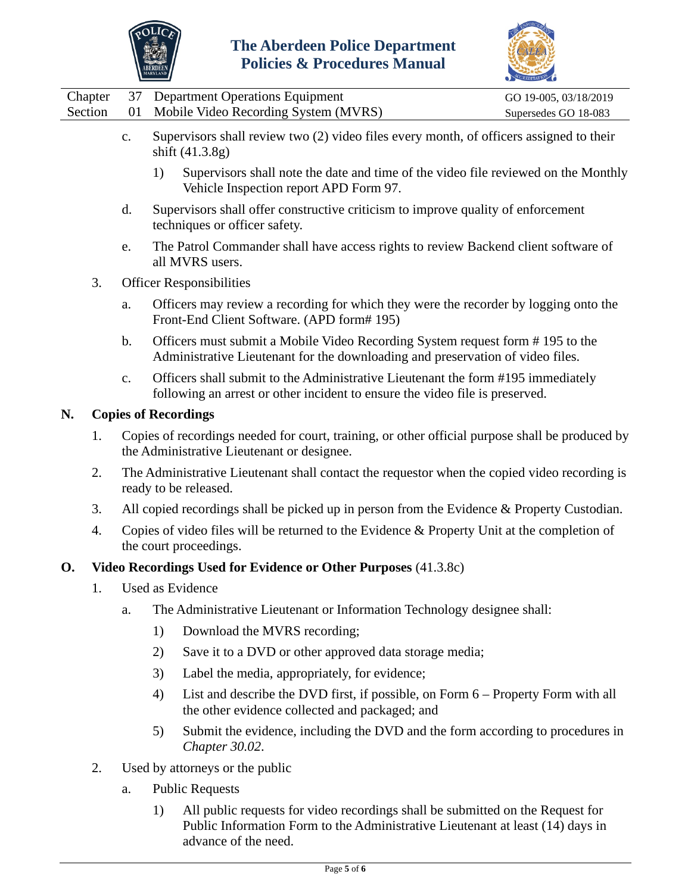c. Supervisors shall review two (2) video files every month, of officers assigned to their shift (41.3.8g)

   1) Supervisors shall note the date and time of the video file reviewed on the Monthly Vehicle Inspection report APD Form 97.

d. Supervisors shall offer constructive criticism to improve quality of enforcement techniques or officer safety.

e. The Patrol Commander shall have access rights to review Backend client software of all MVRS users.

3. Officer Responsibilities

   a. Officers may review a recording for which they were the recorder by logging onto the Front-End Client Software. (APD form# 195)

   b. Officers must submit a Mobile Video Recording System request form # 195 to the Administrative Lieutenant for the downloading and preservation of video files.

   c. Officers shall submit to the Administrative Lieutenant the form #195 immediately following an arrest or other incident to ensure the video file is preserved.

## N. Copies of Recordings

1. Copies of recordings needed for court, training, or other official purpose shall be produced by the Administrative Lieutenant or designee.
2. The Administrative Lieutenant shall contact the requestor when the copied video recording is ready to be released.
3. All copied recordings shall be picked up in person from the Evidence & Property Custodian.
4. Copies of video files will be returned to the Evidence & Property Unit at the completion of the court proceedings.

## O. Video Recordings Used for Evidence or Other Purposes (41.3.8c)

1. Used as Evidence

   a. The Administrative Lieutenant or Information Technology designee shall:

      1) Download the MVRS recording;
      2) Save it to a DVD or other approved data storage media;
      3) Label the media, appropriately, for evidence;
      4) List and describe the DVD first, if possible, on Form 6 – Property Form with all the other evidence collected and packaged; and
      5) Submit the evidence, including the DVD and the form according to procedures in *Chapter 30.02*.

2. Used by attorneys or the public

   a. Public Requests

      1) All public requests for video recordings shall be submitted on the Request for Public Information Form to the Administrative Lieutenant at least (14) days in advance of the need.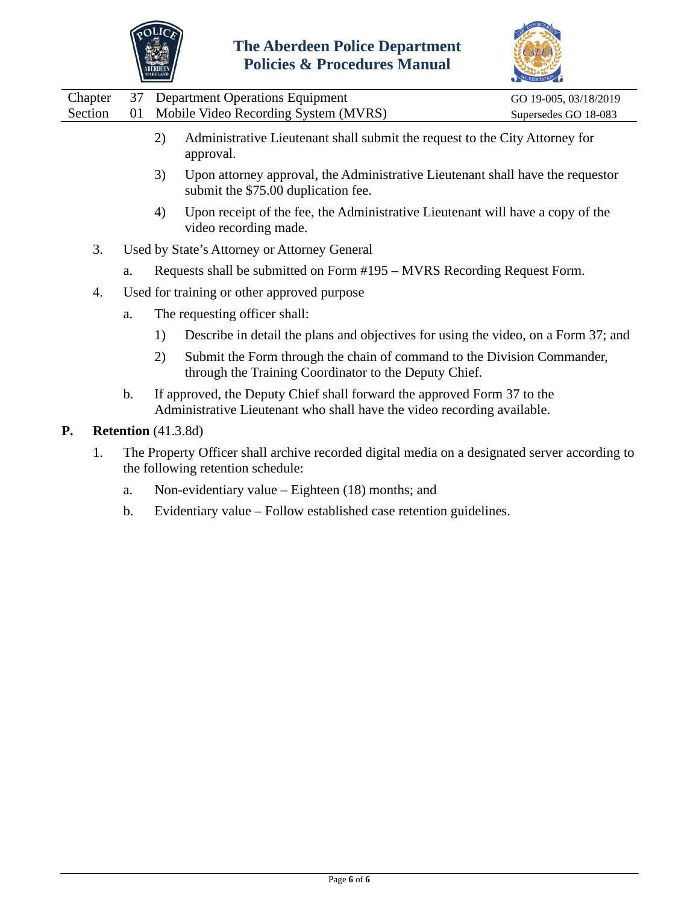2) Administrative Lieutenant shall submit the request to the City Attorney for approval.

3) Upon attorney approval, the Administrative Lieutenant shall have the requestor submit the $75.00 duplication fee.

4) Upon receipt of the fee, the Administrative Lieutenant will have a copy of the video recording made.

3. Used by State's Attorney or Attorney General

   a. Requests shall be submitted on Form #195 – MVRS Recording Request Form.

4. Used for training or other approved purpose

   a. The requesting officer shall:

      1) Describe in detail the plans and objectives for using the video, on a Form 37; and

      2) Submit the Form through the chain of command to the Division Commander, through the Training Coordinator to the Deputy Chief.

   b. If approved, the Deputy Chief shall forward the approved Form 37 to the Administrative Lieutenant who shall have the video recording available.

**P. Retention** (41.3.8d)

1. The Property Officer shall archive recorded digital media on a designated server according to the following retention schedule:

   a. Non-evidentiary value – Eighteen (18) months; and

   b. Evidentiary value – Follow established case retention guidelines.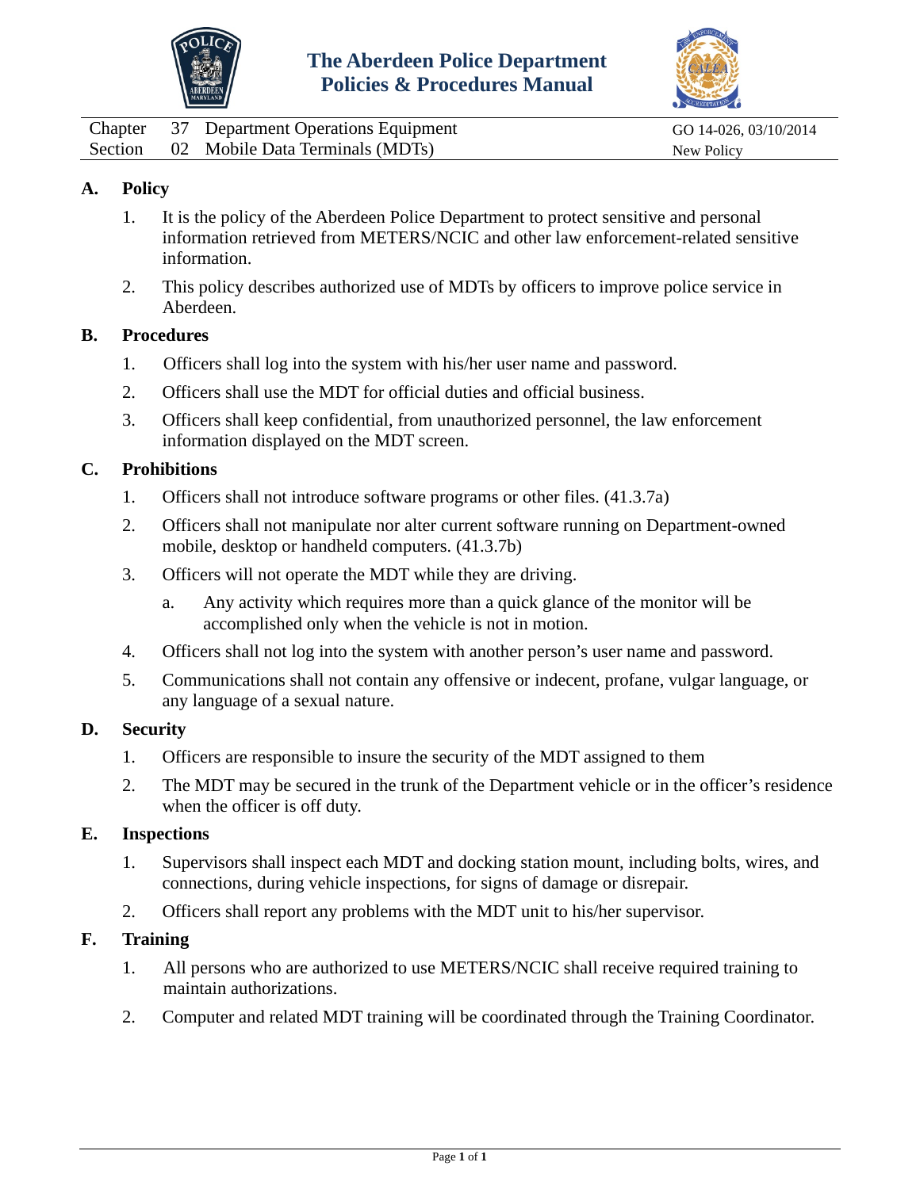# The Aberdeen Police Department Policies & Procedures Manual

| | | | |
|---|---|---|---|
| Chapter | 37 | Department Operations Equipment | GO 14-026, 03/10/2014 |
| Section | 02 | Mobile Data Terminals (MDTs) | New Policy |

## A. Policy

1. It is the policy of the Aberdeen Police Department to protect sensitive and personal information retrieved from METERS/NCIC and other law enforcement-related sensitive information.
2. This policy describes authorized use of MDTs by officers to improve police service in Aberdeen.

## B. Procedures

1. Officers shall log into the system with his/her user name and password.
2. Officers shall use the MDT for official duties and official business.
3. Officers shall keep confidential, from unauthorized personnel, the law enforcement information displayed on the MDT screen.

## C. Prohibitions

1. Officers shall not introduce software programs or other files. (41.3.7a)
2. Officers shall not manipulate nor alter current software running on Department-owned mobile, desktop or handheld computers. (41.3.7b)
3. Officers will not operate the MDT while they are driving.
   a. Any activity which requires more than a quick glance of the monitor will be accomplished only when the vehicle is not in motion.
4. Officers shall not log into the system with another person's user name and password.
5. Communications shall not contain any offensive or indecent, profane, vulgar language, or any language of a sexual nature.

## D. Security

1. Officers are responsible to insure the security of the MDT assigned to them
2. The MDT may be secured in the trunk of the Department vehicle or in the officer's residence when the officer is off duty.

## E. Inspections

1. Supervisors shall inspect each MDT and docking station mount, including bolts, wires, and connections, during vehicle inspections, for signs of damage or disrepair.
2. Officers shall report any problems with the MDT unit to his/her supervisor.

## F. Training

1. All persons who are authorized to use METERS/NCIC shall receive required training to maintain authorizations.
2. Computer and related MDT training will be coordinated through the Training Coordinator.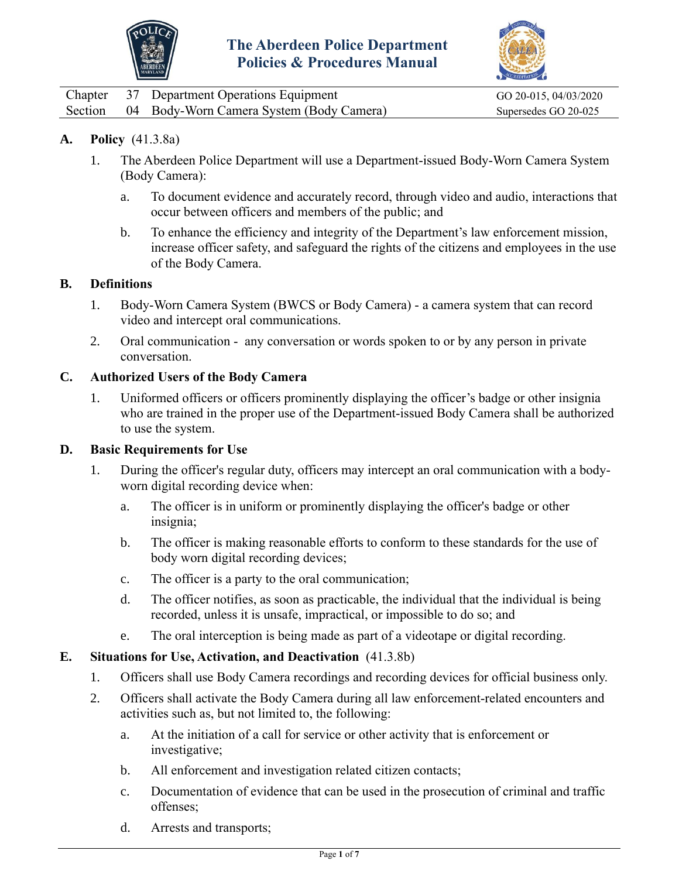# The Aberdeen Police Department
# Policies & Procedures Manual

| | | | |
|---|---|---|---|
| Chapter | 37 | Department Operations Equipment | GO 20-015, 04/03/2020 |
| Section | 04 | Body-Worn Camera System (Body Camera) | Supersedes GO 20-025 |

**A. Policy** (41.3.8a)

1. The Aberdeen Police Department will use a Department-issued Body-Worn Camera System (Body Camera):

   a. To document evidence and accurately record, through video and audio, interactions that occur between officers and members of the public; and

   b. To enhance the efficiency and integrity of the Department's law enforcement mission, increase officer safety, and safeguard the rights of the citizens and employees in the use of the Body Camera.

**B. Definitions**

1. Body-Worn Camera System (BWCS or Body Camera) - a camera system that can record video and intercept oral communications.

2. Oral communication - any conversation or words spoken to or by any person in private conversation.

**C. Authorized Users of the Body Camera**

1. Uniformed officers or officers prominently displaying the officer's badge or other insignia who are trained in the proper use of the Department-issued Body Camera shall be authorized to use the system.

**D. Basic Requirements for Use**

1. During the officer's regular duty, officers may intercept an oral communication with a body-worn digital recording device when:

   a. The officer is in uniform or prominently displaying the officer's badge or other insignia;

   b. The officer is making reasonable efforts to conform to these standards for the use of body worn digital recording devices;

   c. The officer is a party to the oral communication;

   d. The officer notifies, as soon as practicable, the individual that the individual is being recorded, unless it is unsafe, impractical, or impossible to do so; and

   e. The oral interception is being made as part of a videotape or digital recording.

**E. Situations for Use, Activation, and Deactivation** (41.3.8b)

1. Officers shall use Body Camera recordings and recording devices for official business only.

2. Officers shall activate the Body Camera during all law enforcement-related encounters and activities such as, but not limited to, the following:

   a. At the initiation of a call for service or other activity that is enforcement or investigative;

   b. All enforcement and investigation related citizen contacts;

   c. Documentation of evidence that can be used in the prosecution of criminal and traffic offenses;

   d. Arrests and transports;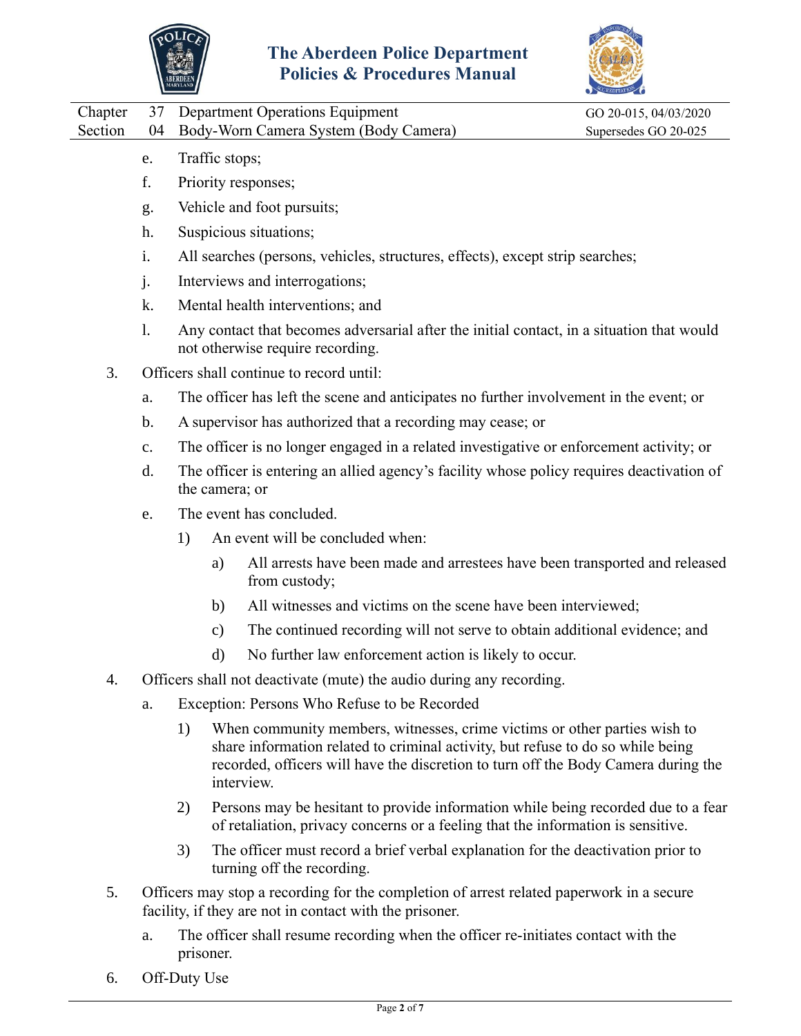e. Traffic stops;

f. Priority responses;

g. Vehicle and foot pursuits;

h. Suspicious situations;

i. All searches (persons, vehicles, structures, effects), except strip searches;

j. Interviews and interrogations;

k. Mental health interventions; and

l. Any contact that becomes adversarial after the initial contact, in a situation that would not otherwise require recording.

3. Officers shall continue to record until:

   a. The officer has left the scene and anticipates no further involvement in the event; or

   b. A supervisor has authorized that a recording may cease; or

   c. The officer is no longer engaged in a related investigative or enforcement activity; or

   d. The officer is entering an allied agency's facility whose policy requires deactivation of the camera; or

   e. The event has concluded.

      1) An event will be concluded when:

         a) All arrests have been made and arrestees have been transported and released from custody;

         b) All witnesses and victims on the scene have been interviewed;

         c) The continued recording will not serve to obtain additional evidence; and

         d) No further law enforcement action is likely to occur.

4. Officers shall not deactivate (mute) the audio during any recording.

   a. Exception: Persons Who Refuse to be Recorded

      1) When community members, witnesses, crime victims or other parties wish to share information related to criminal activity, but refuse to do so while being recorded, officers will have the discretion to turn off the Body Camera during the interview.

      2) Persons may be hesitant to provide information while being recorded due to a fear of retaliation, privacy concerns or a feeling that the information is sensitive.

      3) The officer must record a brief verbal explanation for the deactivation prior to turning off the recording.

5. Officers may stop a recording for the completion of arrest related paperwork in a secure facility, if they are not in contact with the prisoner.

   a. The officer shall resume recording when the officer re-initiates contact with the prisoner.

6. Off-Duty Use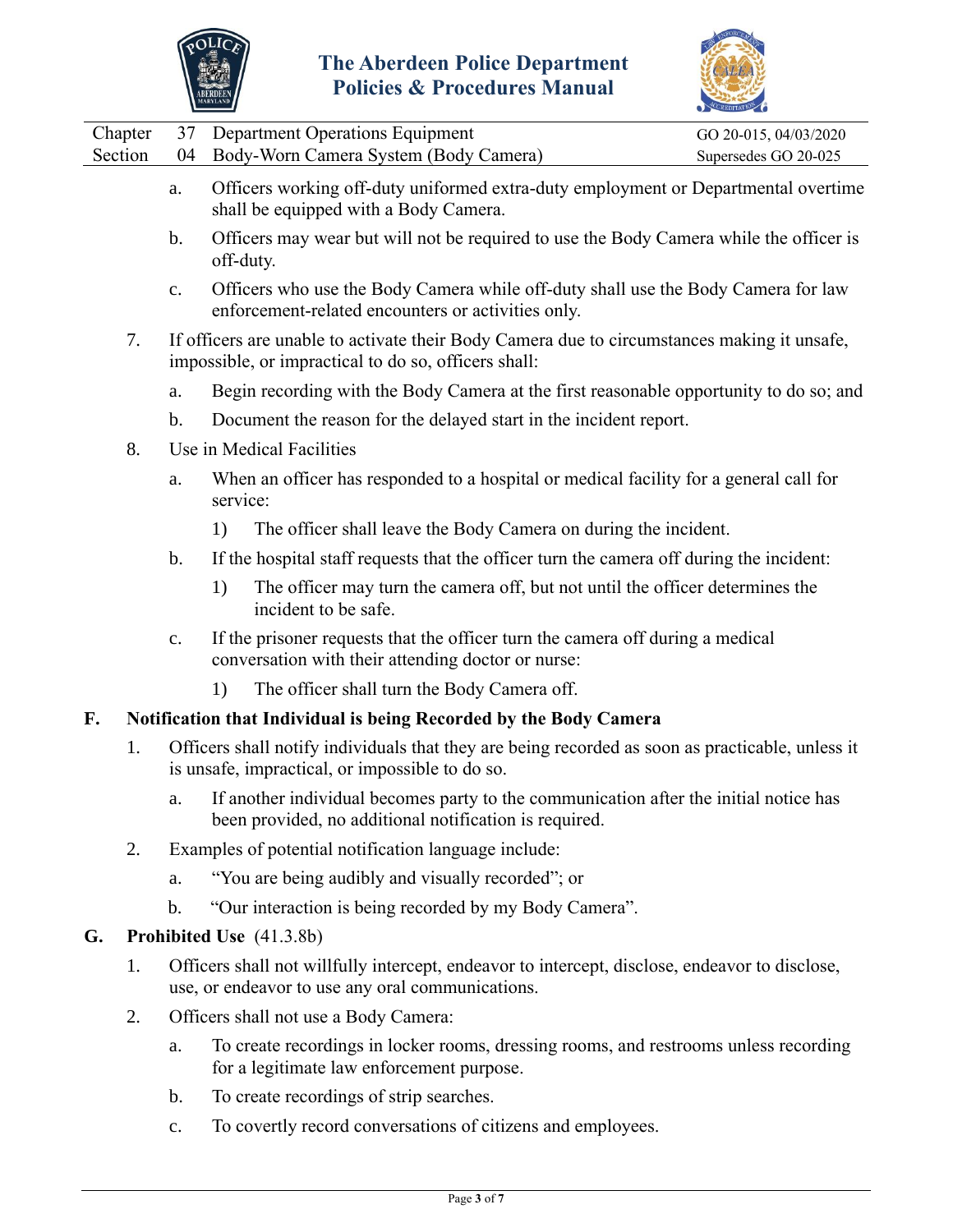a. Officers working off-duty uniformed extra-duty employment or Departmental overtime shall be equipped with a Body Camera.

b. Officers may wear but will not be required to use the Body Camera while the officer is off-duty.

c. Officers who use the Body Camera while off-duty shall use the Body Camera for law enforcement-related encounters or activities only.

7. If officers are unable to activate their Body Camera due to circumstances making it unsafe, impossible, or impractical to do so, officers shall:

   a. Begin recording with the Body Camera at the first reasonable opportunity to do so; and

   b. Document the reason for the delayed start in the incident report.

8. Use in Medical Facilities

   a. When an officer has responded to a hospital or medical facility for a general call for service:

      1) The officer shall leave the Body Camera on during the incident.

   b. If the hospital staff requests that the officer turn the camera off during the incident:

      1) The officer may turn the camera off, but not until the officer determines the incident to be safe.

   c. If the prisoner requests that the officer turn the camera off during a medical conversation with their attending doctor or nurse:

      1) The officer shall turn the Body Camera off.

## F. Notification that Individual is being Recorded by the Body Camera

1. Officers shall notify individuals that they are being recorded as soon as practicable, unless it is unsafe, impractical, or impossible to do so.

   a. If another individual becomes party to the communication after the initial notice has been provided, no additional notification is required.

2. Examples of potential notification language include:

   a. "You are being audibly and visually recorded"; or

   b. "Our interaction is being recorded by my Body Camera".

## G. Prohibited Use (41.3.8b)

1. Officers shall not willfully intercept, endeavor to intercept, disclose, endeavor to disclose, use, or endeavor to use any oral communications.

2. Officers shall not use a Body Camera:

   a. To create recordings in locker rooms, dressing rooms, and restrooms unless recording for a legitimate law enforcement purpose.

   b. To create recordings of strip searches.

   c. To covertly record conversations of citizens and employees.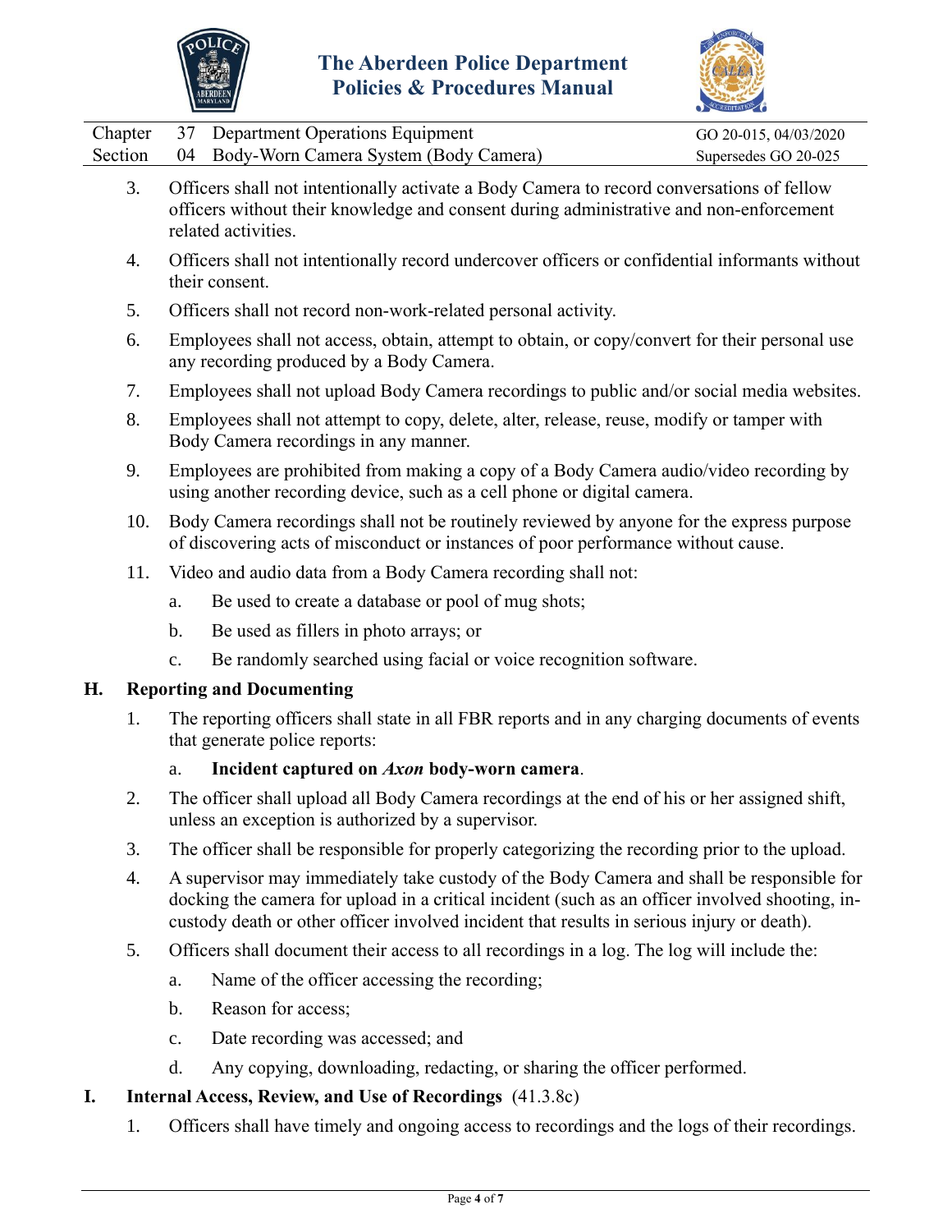3. Officers shall not intentionally activate a Body Camera to record conversations of fellow officers without their knowledge and consent during administrative and non-enforcement related activities.

4. Officers shall not intentionally record undercover officers or confidential informants without their consent.

5. Officers shall not record non-work-related personal activity.

6. Employees shall not access, obtain, attempt to obtain, or copy/convert for their personal use any recording produced by a Body Camera.

7. Employees shall not upload Body Camera recordings to public and/or social media websites.

8. Employees shall not attempt to copy, delete, alter, release, reuse, modify or tamper with Body Camera recordings in any manner.

9. Employees are prohibited from making a copy of a Body Camera audio/video recording by using another recording device, such as a cell phone or digital camera.

10. Body Camera recordings shall not be routinely reviewed by anyone for the express purpose of discovering acts of misconduct or instances of poor performance without cause.

11. Video and audio data from a Body Camera recording shall not:

    a. Be used to create a database or pool of mug shots;

    b. Be used as fillers in photo arrays; or

    c. Be randomly searched using facial or voice recognition software.

## H. Reporting and Documenting

1. The reporting officers shall state in all FBR reports and in any charging documents of events that generate police reports:

    a. **Incident captured on *Axon* body-worn camera**.

2. The officer shall upload all Body Camera recordings at the end of his or her assigned shift, unless an exception is authorized by a supervisor.

3. The officer shall be responsible for properly categorizing the recording prior to the upload.

4. A supervisor may immediately take custody of the Body Camera and shall be responsible for docking the camera for upload in a critical incident (such as an officer involved shooting, in-custody death or other officer involved incident that results in serious injury or death).

5. Officers shall document their access to all recordings in a log. The log will include the:

    a. Name of the officer accessing the recording;

    b. Reason for access;

    c. Date recording was accessed; and

    d. Any copying, downloading, redacting, or sharing the officer performed.

## I. Internal Access, Review, and Use of Recordings (41.3.8c)

1. Officers shall have timely and ongoing access to recordings and the logs of their recordings.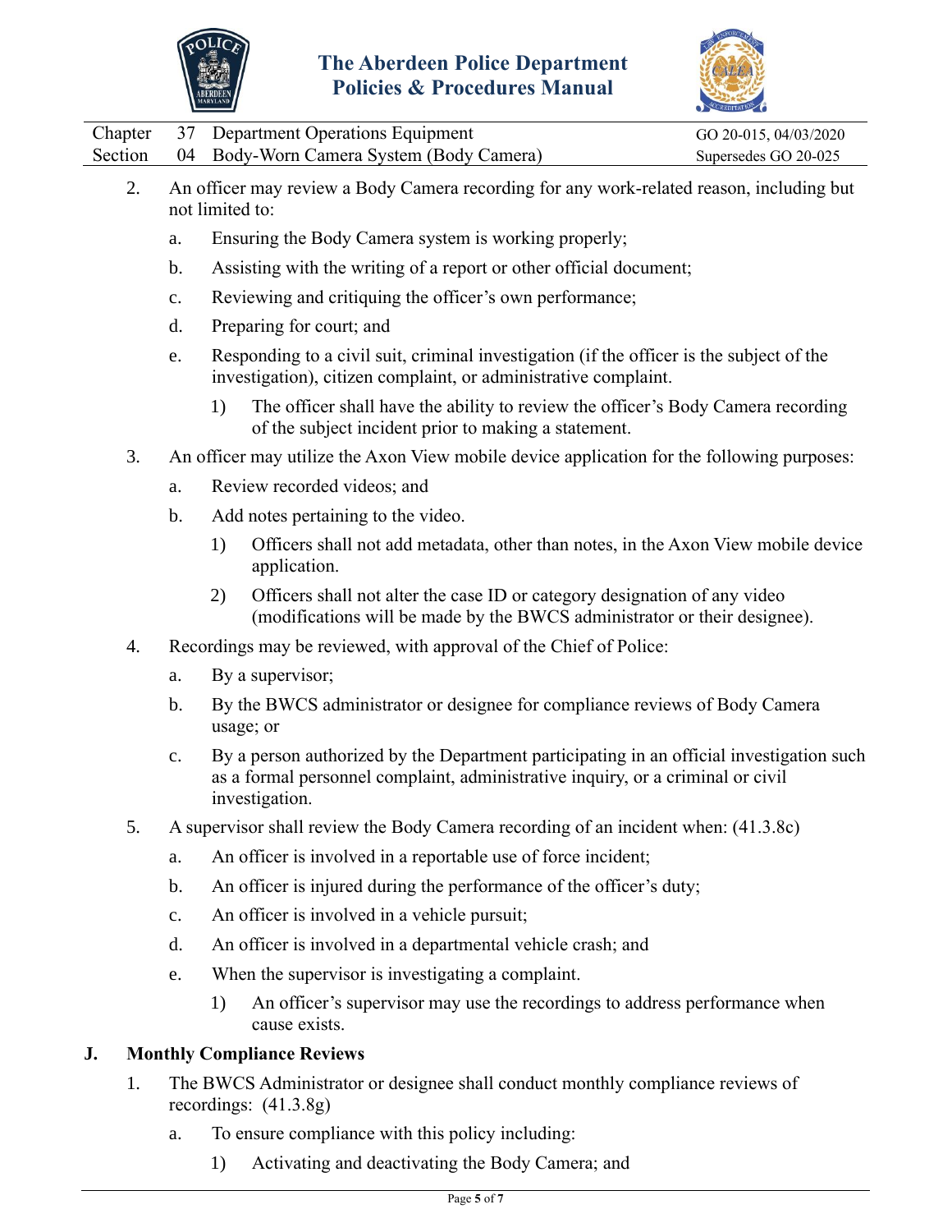2. An officer may review a Body Camera recording for any work-related reason, including but not limited to:

   a. Ensuring the Body Camera system is working properly;

   b. Assisting with the writing of a report or other official document;

   c. Reviewing and critiquing the officer's own performance;

   d. Preparing for court; and

   e. Responding to a civil suit, criminal investigation (if the officer is the subject of the investigation), citizen complaint, or administrative complaint.

      1) The officer shall have the ability to review the officer's Body Camera recording of the subject incident prior to making a statement.

3. An officer may utilize the Axon View mobile device application for the following purposes:

   a. Review recorded videos; and

   b. Add notes pertaining to the video.

      1) Officers shall not add metadata, other than notes, in the Axon View mobile device application.

      2) Officers shall not alter the case ID or category designation of any video (modifications will be made by the BWCS administrator or their designee).

4. Recordings may be reviewed, with approval of the Chief of Police:

   a. By a supervisor;

   b. By the BWCS administrator or designee for compliance reviews of Body Camera usage; or

   c. By a person authorized by the Department participating in an official investigation such as a formal personnel complaint, administrative inquiry, or a criminal or civil investigation.

5. A supervisor shall review the Body Camera recording of an incident when: (41.3.8c)

   a. An officer is involved in a reportable use of force incident;

   b. An officer is injured during the performance of the officer's duty;

   c. An officer is involved in a vehicle pursuit;

   d. An officer is involved in a departmental vehicle crash; and

   e. When the supervisor is investigating a complaint.

      1) An officer's supervisor may use the recordings to address performance when cause exists.

## J. Monthly Compliance Reviews

1. The BWCS Administrator or designee shall conduct monthly compliance reviews of recordings: (41.3.8g)

   a. To ensure compliance with this policy including:

      1) Activating and deactivating the Body Camera; and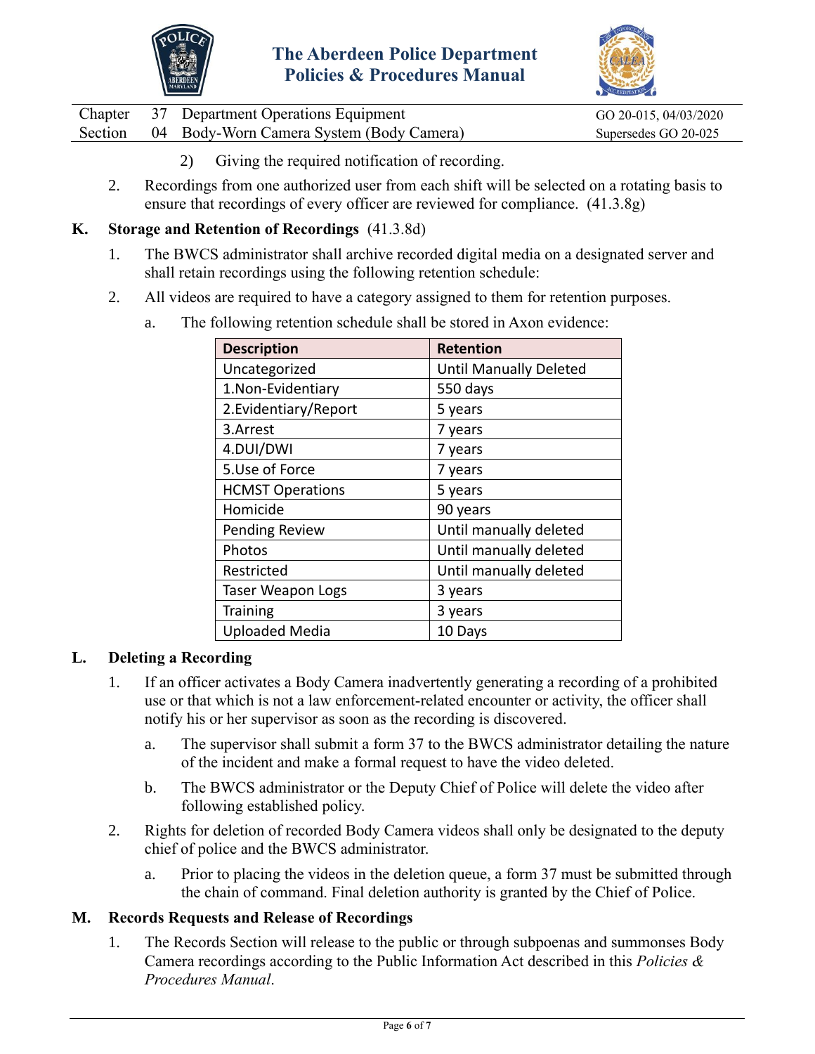2) Giving the required notification of recording.

2. Recordings from one authorized user from each shift will be selected on a rotating basis to ensure that recordings of every officer are reviewed for compliance. (41.3.8g)

**K. Storage and Retention of Recordings** (41.3.8d)

1. The BWCS administrator shall archive recorded digital media on a designated server and shall retain recordings using the following retention schedule:

2. All videos are required to have a category assigned to them for retention purposes.

   a. The following retention schedule shall be stored in Axon evidence:

| Description | Retention |
|---|---|
| Uncategorized | Until Manually Deleted |
| 1.Non-Evidentiary | 550 days |
| 2.Evidentiary/Report | 5 years |
| 3.Arrest | 7 years |
| 4.DUI/DWI | 7 years |
| 5.Use of Force | 7 years |
| HCMST Operations | 5 years |
| Homicide | 90 years |
| Pending Review | Until manually deleted |
| Photos | Until manually deleted |
| Restricted | Until manually deleted |
| Taser Weapon Logs | 3 years |
| Training | 3 years |
| Uploaded Media | 10 Days |

**L. Deleting a Recording**

1. If an officer activates a Body Camera inadvertently generating a recording of a prohibited use or that which is not a law enforcement-related encounter or activity, the officer shall notify his or her supervisor as soon as the recording is discovered.

   a. The supervisor shall submit a form 37 to the BWCS administrator detailing the nature of the incident and make a formal request to have the video deleted.

   b. The BWCS administrator or the Deputy Chief of Police will delete the video after following established policy.

2. Rights for deletion of recorded Body Camera videos shall only be designated to the deputy chief of police and the BWCS administrator.

   a. Prior to placing the videos in the deletion queue, a form 37 must be submitted through the chain of command. Final deletion authority is granted by the Chief of Police.

**M. Records Requests and Release of Recordings**

1. The Records Section will release to the public or through subpoenas and summonses Body Camera recordings according to the Public Information Act described in this *Policies & Procedures Manual*.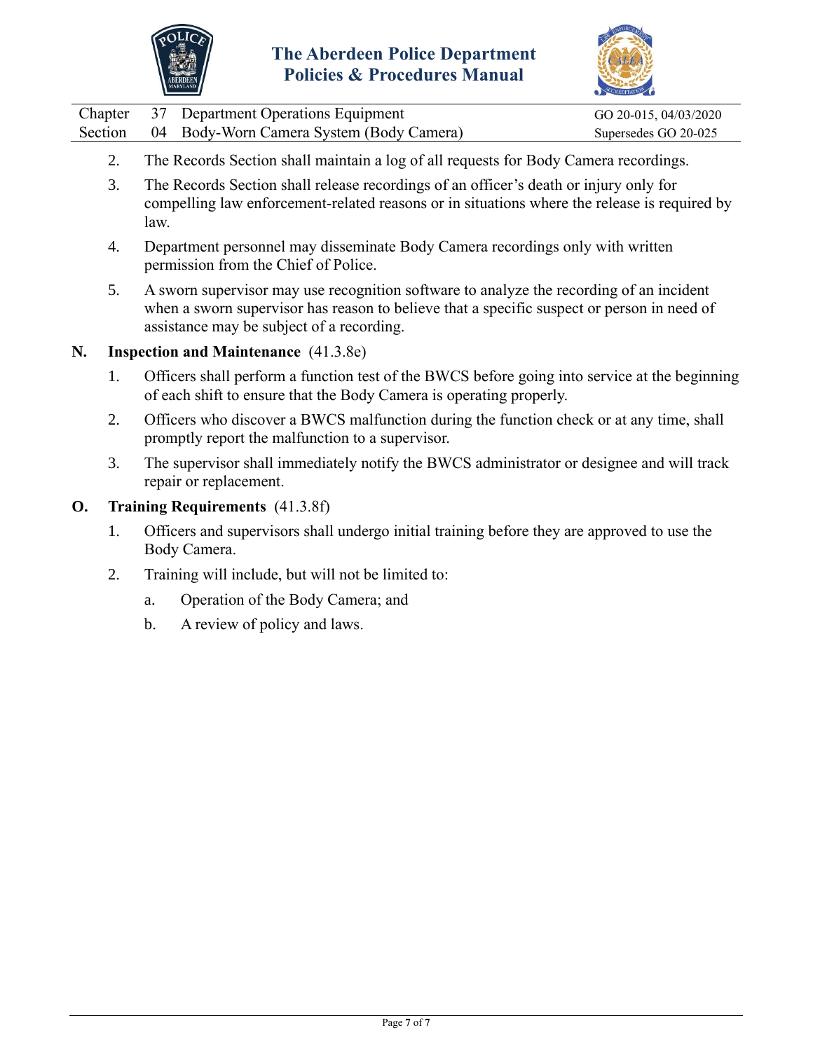2. The Records Section shall maintain a log of all requests for Body Camera recordings.

3. The Records Section shall release recordings of an officer's death or injury only for compelling law enforcement-related reasons or in situations where the release is required by law.

4. Department personnel may disseminate Body Camera recordings only with written permission from the Chief of Police.

5. A sworn supervisor may use recognition software to analyze the recording of an incident when a sworn supervisor has reason to believe that a specific suspect or person in need of assistance may be subject of a recording.

**N. Inspection and Maintenance** (41.3.8e)

1. Officers shall perform a function test of the BWCS before going into service at the beginning of each shift to ensure that the Body Camera is operating properly.

2. Officers who discover a BWCS malfunction during the function check or at any time, shall promptly report the malfunction to a supervisor.

3. The supervisor shall immediately notify the BWCS administrator or designee and will track repair or replacement.

**O. Training Requirements** (41.3.8f)

1. Officers and supervisors shall undergo initial training before they are approved to use the Body Camera.

2. Training will include, but will not be limited to:

   a. Operation of the Body Camera; and

   b. A review of policy and laws.